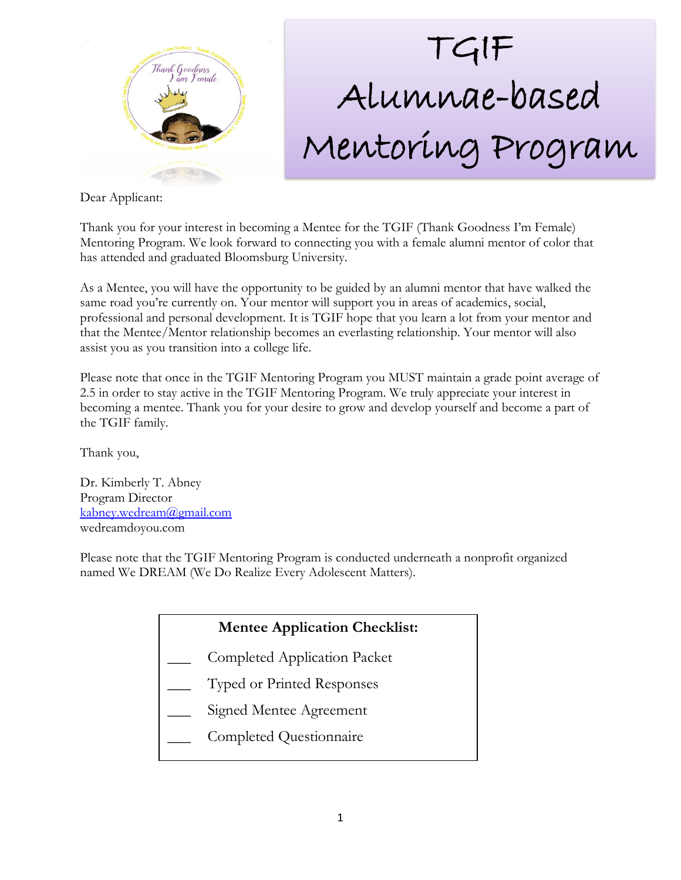# TGIF Alumnae-based Mentoring Program

Dear Applicant:

Thank you for your interest in becoming a Mentee for the TGIF (Thank Goodness I'm Female) Mentoring Program. We look forward to connecting you with a female alumni mentor of color that has attended and graduated Bloomsburg University.

As a Mentee, you will have the opportunity to be guided by an alumni mentor that have walked the same road you're currently on. Your mentor will support you in areas of academics, social, professional and personal development. It is TGIF hope that you learn a lot from your mentor and that the Mentee/Mentor relationship becomes an everlasting relationship. Your mentor will also assist you as you transition into a college life.

Please note that once in the TGIF Mentoring Program you MUST maintain a grade point average of 2.5 in order to stay active in the TGIF Mentoring Program. We truly appreciate your interest in becoming a mentee. Thank you for your desire to grow and develop yourself and become a part of the TGIF family.

Thank you,

Dr. Kimberly T. Abney
Program Director
kabney.wedream@gmail.com
wedreamdoyou.com

Please note that the TGIF Mentoring Program is conducted underneath a nonprofit organized named We DREAM (We Do Realize Every Adolescent Matters).

**Mentee Application Checklist:**

___ Completed Application Packet

___ Typed or Printed Responses

___ Signed Mentee Agreement

___ Completed Questionnaire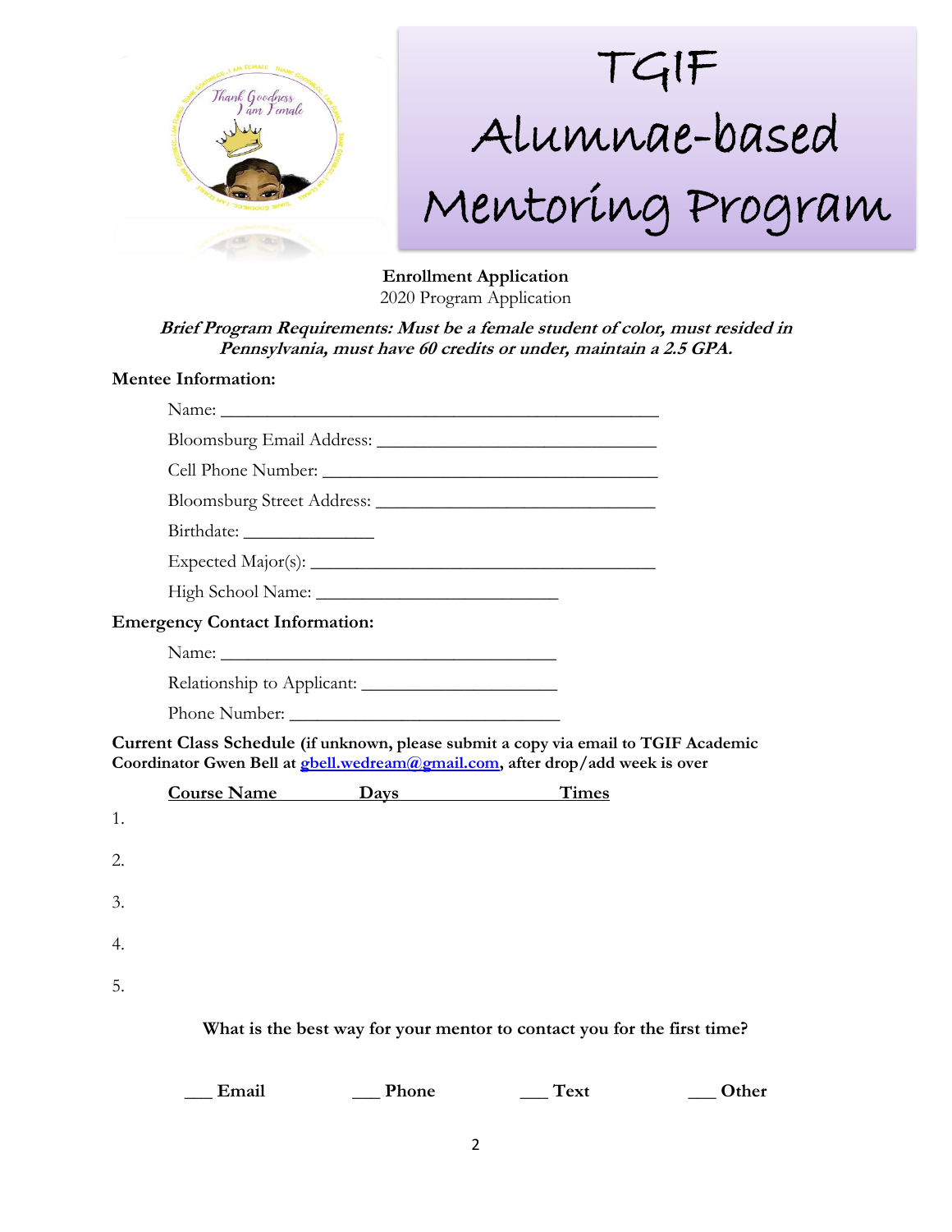# TGIF Alumnae-based Mentoring Program

**Enrollment Application**
2020 Program Application

***Brief Program Requirements: Must be a female student of color, must resided in Pennsylvania, must have 60 credits or under, maintain a 2.5 GPA.***

**Mentee Information:**

Name: ______________________________________________

Bloomsburg Email Address: ___________________________

Cell Phone Number: _________________________________

Bloomsburg Street Address: ___________________________

Birthdate: ____________

Expected Major(s): __________________________________

High School Name: _______________________

**Emergency Contact Information:**

Name: ________________________________

Relationship to Applicant: __________________

Phone Number: _________________________

**Current Class Schedule (if unknown, please submit a copy via email to TGIF Academic Coordinator Gwen Bell at gbell.wedream@gmail.com, after drop/add week is over**

| | Course Name | Days | Times |
|---|---|---|---|
| 1. | | | |
| 2. | | | |
| 3. | | | |
| 4. | | | |
| 5. | | | |

**What is the best way for your mentor to contact you for the first time?**

___ **Email** ___ **Phone** ___ **Text** ___ **Other**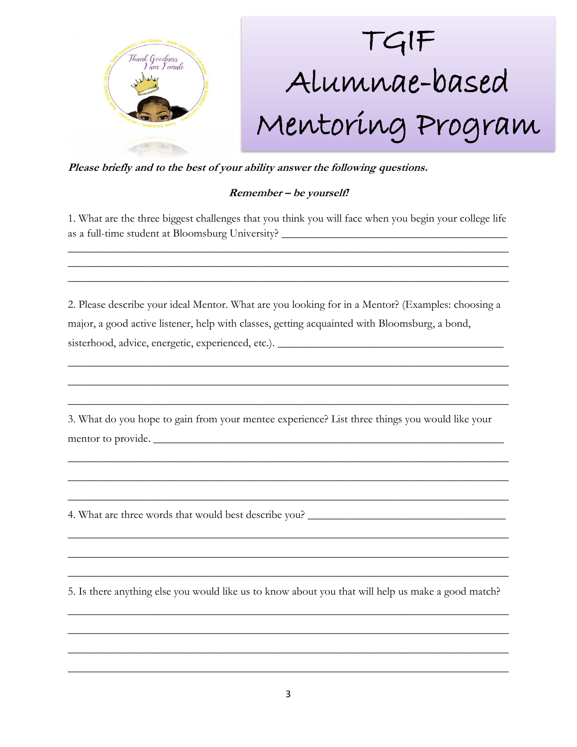# TGIF Alumnae-based Mentoring Program

***Please briefly and to the best of your ability answer the following questions.***

***Remember – be yourself!***

1. What are the three biggest challenges that you think you will face when you begin your college life as a full-time student at Bloomsburg University? ________________________________________

__________________________________________________________________________

__________________________________________________________________________

__________________________________________________________________________

2. Please describe your ideal Mentor. What are you looking for in a Mentor? (Examples: choosing a major, a good active listener, help with classes, getting acquainted with Bloomsburg, a bond, sisterhood, advice, energetic, experienced, etc.). ________________________________________

__________________________________________________________________________

__________________________________________________________________________

__________________________________________________________________________

3. What do you hope to gain from your mentee experience? List three things you would like your mentor to provide. ____________________________________________________________

__________________________________________________________________________

__________________________________________________________________________

__________________________________________________________________________

4. What are three words that would best describe you? ____________________________________

__________________________________________________________________________

__________________________________________________________________________

__________________________________________________________________________

5. Is there anything else you would like us to know about you that will help us make a good match?

__________________________________________________________________________

__________________________________________________________________________

__________________________________________________________________________

__________________________________________________________________________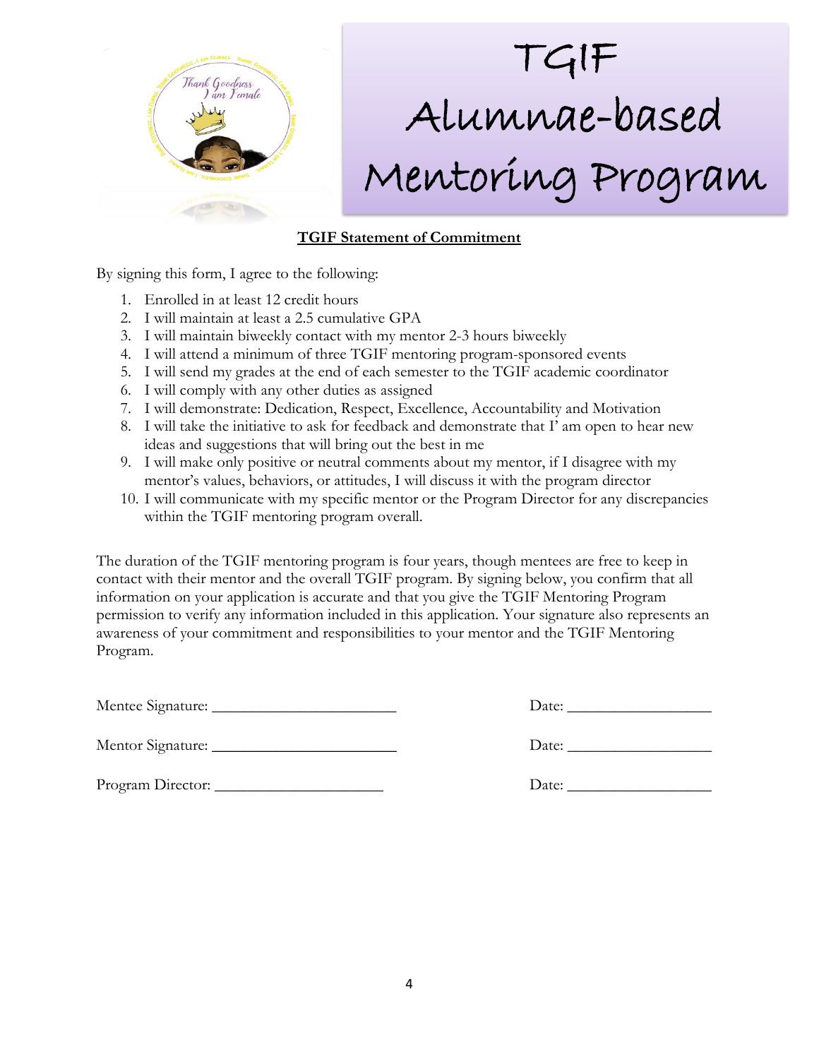# TGIF Alumnae-based Mentoring Program

**TGIF Statement of Commitment**

By signing this form, I agree to the following:

1. Enrolled in at least 12 credit hours
2. I will maintain at least a 2.5 cumulative GPA
3. I will maintain biweekly contact with my mentor 2-3 hours biweekly
4. I will attend a minimum of three TGIF mentoring program-sponsored events
5. I will send my grades at the end of each semester to the TGIF academic coordinator
6. I will comply with any other duties as assigned
7. I will demonstrate: Dedication, Respect, Excellence, Accountability and Motivation
8. I will take the initiative to ask for feedback and demonstrate that I' am open to hear new ideas and suggestions that will bring out the best in me
9. I will make only positive or neutral comments about my mentor, if I disagree with my mentor's values, behaviors, or attitudes, I will discuss it with the program director
10. I will communicate with my specific mentor or the Program Director for any discrepancies within the TGIF mentoring program overall.

The duration of the TGIF mentoring program is four years, though mentees are free to keep in contact with their mentor and the overall TGIF program. By signing below, you confirm that all information on your application is accurate and that you give the TGIF Mentoring Program permission to verify any information included in this application. Your signature also represents an awareness of your commitment and responsibilities to your mentor and the TGIF Mentoring Program.

Mentee Signature: ________________________ Date: ___________________

Mentor Signature: ________________________ Date: ___________________

Program Director: ______________________ Date: ___________________